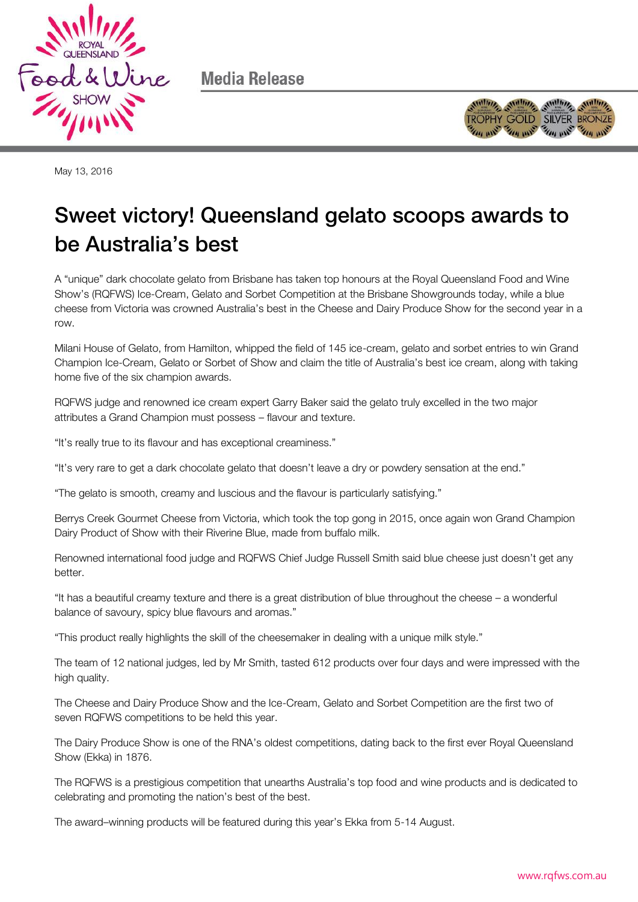Media Release

May 13, 2016

# Sweet victory! Queensland gelato scoops awards to be Australia's best

A "unique" dark chocolate gelato from Brisbane has taken top honours at the Royal Queensland Food and Wine Show's (RQFWS) Ice-Cream, Gelato and Sorbet Competition at the Brisbane Showgrounds today, while a blue cheese from Victoria was crowned Australia's best in the Cheese and Dairy Produce Show for the second year in a row.

Milani House of Gelato, from Hamilton, whipped the field of 145 ice-cream, gelato and sorbet entries to win Grand Champion Ice-Cream, Gelato or Sorbet of Show and claim the title of Australia's best ice cream, along with taking home five of the six champion awards.

RQFWS judge and renowned ice cream expert Garry Baker said the gelato truly excelled in the two major attributes a Grand Champion must possess – flavour and texture.

"It's really true to its flavour and has exceptional creaminess."

"It's very rare to get a dark chocolate gelato that doesn't leave a dry or powdery sensation at the end."

"The gelato is smooth, creamy and luscious and the flavour is particularly satisfying."

Berrys Creek Gourmet Cheese from Victoria, which took the top gong in 2015, once again won Grand Champion Dairy Product of Show with their Riverine Blue, made from buffalo milk.

Renowned international food judge and RQFWS Chief Judge Russell Smith said blue cheese just doesn't get any better.

"It has a beautiful creamy texture and there is a great distribution of blue throughout the cheese – a wonderful balance of savoury, spicy blue flavours and aromas."

"This product really highlights the skill of the cheesemaker in dealing with a unique milk style."

The team of 12 national judges, led by Mr Smith, tasted 612 products over four days and were impressed with the high quality.

The Cheese and Dairy Produce Show and the Ice-Cream, Gelato and Sorbet Competition are the first two of seven RQFWS competitions to be held this year.

The Dairy Produce Show is one of the RNA's oldest competitions, dating back to the first ever Royal Queensland Show (Ekka) in 1876.

The RQFWS is a prestigious competition that unearths Australia's top food and wine products and is dedicated to celebrating and promoting the nation's best of the best.

The award–winning products will be featured during this year's Ekka from 5-14 August.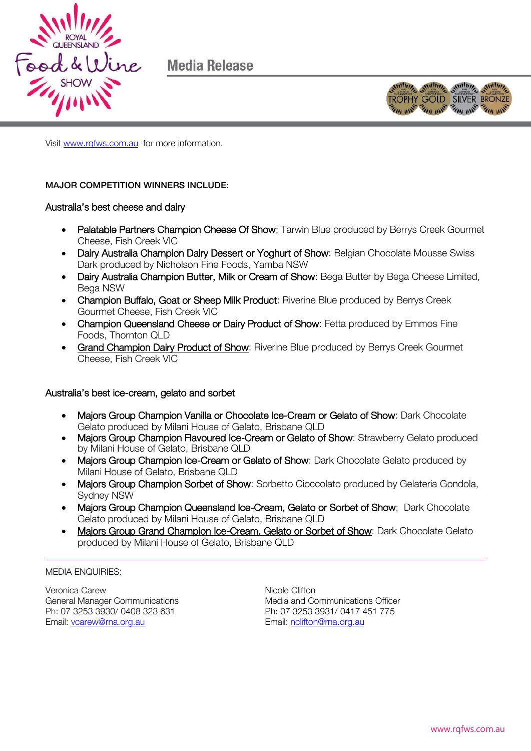Media Release

Visit www.rqfws.com.au for more information.

**MAJOR COMPETITION WINNERS INCLUDE:**

## Australia's best cheese and dairy

- Palatable Partners Champion Cheese Of Show: Tarwin Blue produced by Berrys Creek Gourmet Cheese, Fish Creek VIC
- Dairy Australia Champion Dairy Dessert or Yoghurt of Show: Belgian Chocolate Mousse Swiss Dark produced by Nicholson Fine Foods, Yamba NSW
- Dairy Australia Champion Butter, Milk or Cream of Show: Bega Butter by Bega Cheese Limited, Bega NSW
- Champion Buffalo, Goat or Sheep Milk Product: Riverine Blue produced by Berrys Creek Gourmet Cheese, Fish Creek VIC
- Champion Queensland Cheese or Dairy Product of Show: Fetta produced by Emmos Fine Foods, Thornton QLD
- Grand Champion Dairy Product of Show: Riverine Blue produced by Berrys Creek Gourmet Cheese, Fish Creek VIC

## Australia's best ice-cream, gelato and sorbet

- Majors Group Champion Vanilla or Chocolate Ice-Cream or Gelato of Show: Dark Chocolate Gelato produced by Milani House of Gelato, Brisbane QLD
- Majors Group Champion Flavoured Ice-Cream or Gelato of Show: Strawberry Gelato produced by Milani House of Gelato, Brisbane QLD
- Majors Group Champion Ice-Cream or Gelato of Show: Dark Chocolate Gelato produced by Milani House of Gelato, Brisbane QLD
- Majors Group Champion Sorbet of Show: Sorbetto Cioccolato produced by Gelateria Gondola, Sydney NSW
- Majors Group Champion Queensland Ice-Cream, Gelato or Sorbet of Show: Dark Chocolate Gelato produced by Milani House of Gelato, Brisbane QLD
- Majors Group Grand Champion Ice-Cream, Gelato or Sorbet of Show: Dark Chocolate Gelato produced by Milani House of Gelato, Brisbane QLD

---

MEDIA ENQUIRIES:

Veronica Carew
General Manager Communications
Ph: 07 3253 3930/ 0408 323 631
Email: vcarew@rna.org.au

Nicole Clifton
Media and Communications Officer
Ph: 07 3253 3931/ 0417 451 775
Email: nclifton@rna.org.au